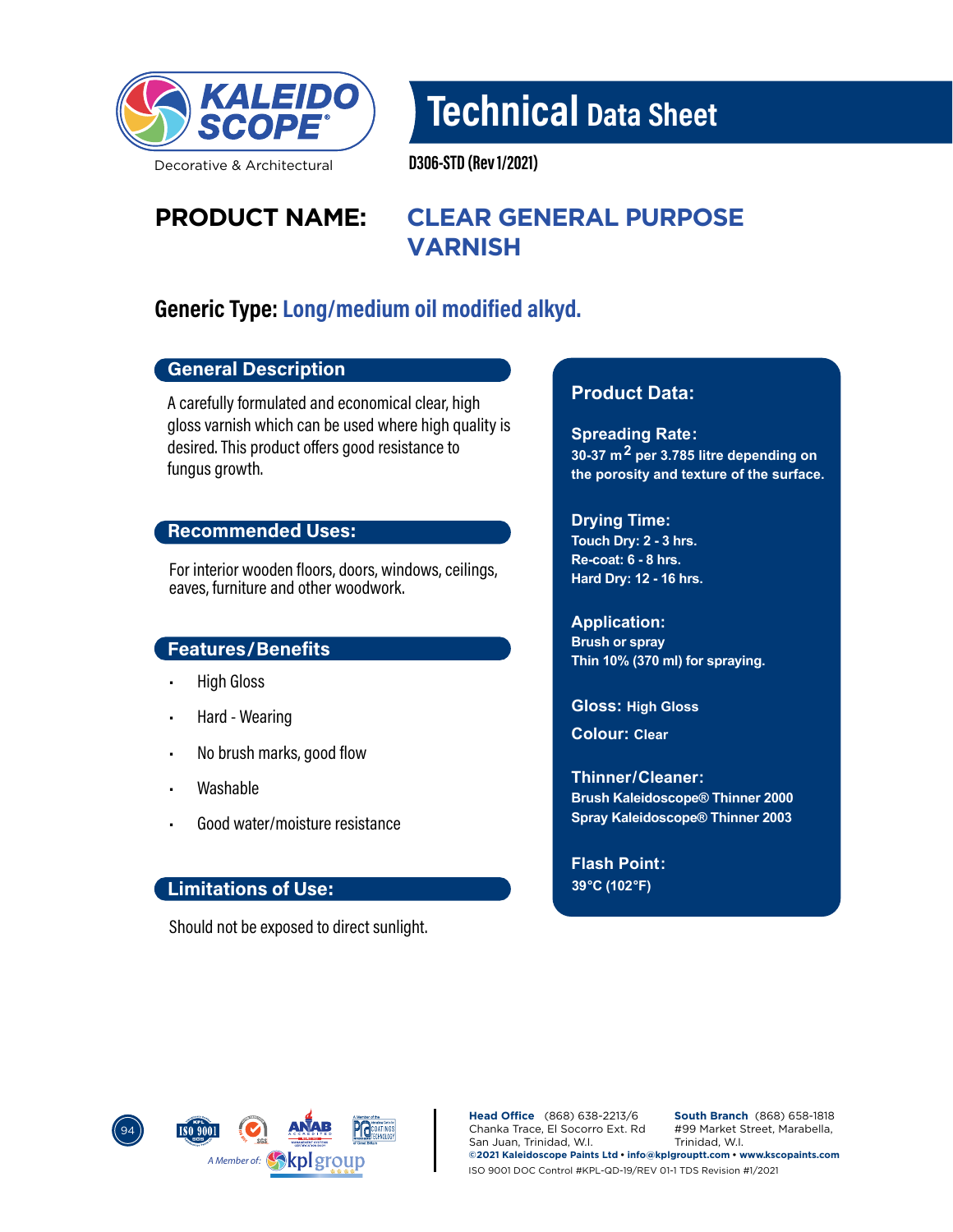# Technical Data Sheet

D306-STD (Rev 1/2021)

## PRODUCT NAME: CLEAR GENERAL PURPOSE VARNISH

## Generic Type: Long/medium oil modified alkyd.

### General Description

A carefully formulated and economical clear, high gloss varnish which can be used where high quality is desired. This product offers good resistance to fungus growth.

### Recommended Uses:

For interior wooden floors, doors, windows, ceilings, eaves, furniture and other woodwork.

### Features/Benefits

- High Gloss
- Hard - Wearing
- No brush marks, good flow
- Washable
- Good water/moisture resistance

### Limitations of Use:

Should not be exposed to direct sunlight.

### Product Data:

**Spreading Rate:**
30-37 $m^2$ per 3.785 litre depending on the porosity and texture of the surface.

**Drying Time:**
Touch Dry: 2 - 3 hrs.
Re-coat: 6 - 8 hrs.
Hard Dry: 12 - 16 hrs.

**Application:**
Brush or spray
Thin 10% (370 ml) for spraying.

**Gloss:** High Gloss

**Colour:** Clear

**Thinner/Cleaner:**
Brush Kaleidoscope® Thinner 2000
Spray Kaleidoscope® Thinner 2003

**Flash Point:**
39°C (102°F)

A Member of: kplgroup

**Head Office** (868) 638-2213/6
Chanka Trace, El Socorro Ext. Rd
San Juan, Trinidad, W.I.

**South Branch** (868) 658-1818
#99 Market Street, Marabella,
Trinidad, W.I.

©2021 Kaleidoscope Paints Ltd • info@kplgrouptt.com • www.kscopaints.com

ISO 9001 DOC Control #KPL-QD-19/REV 01-1 TDS Revision #1/2021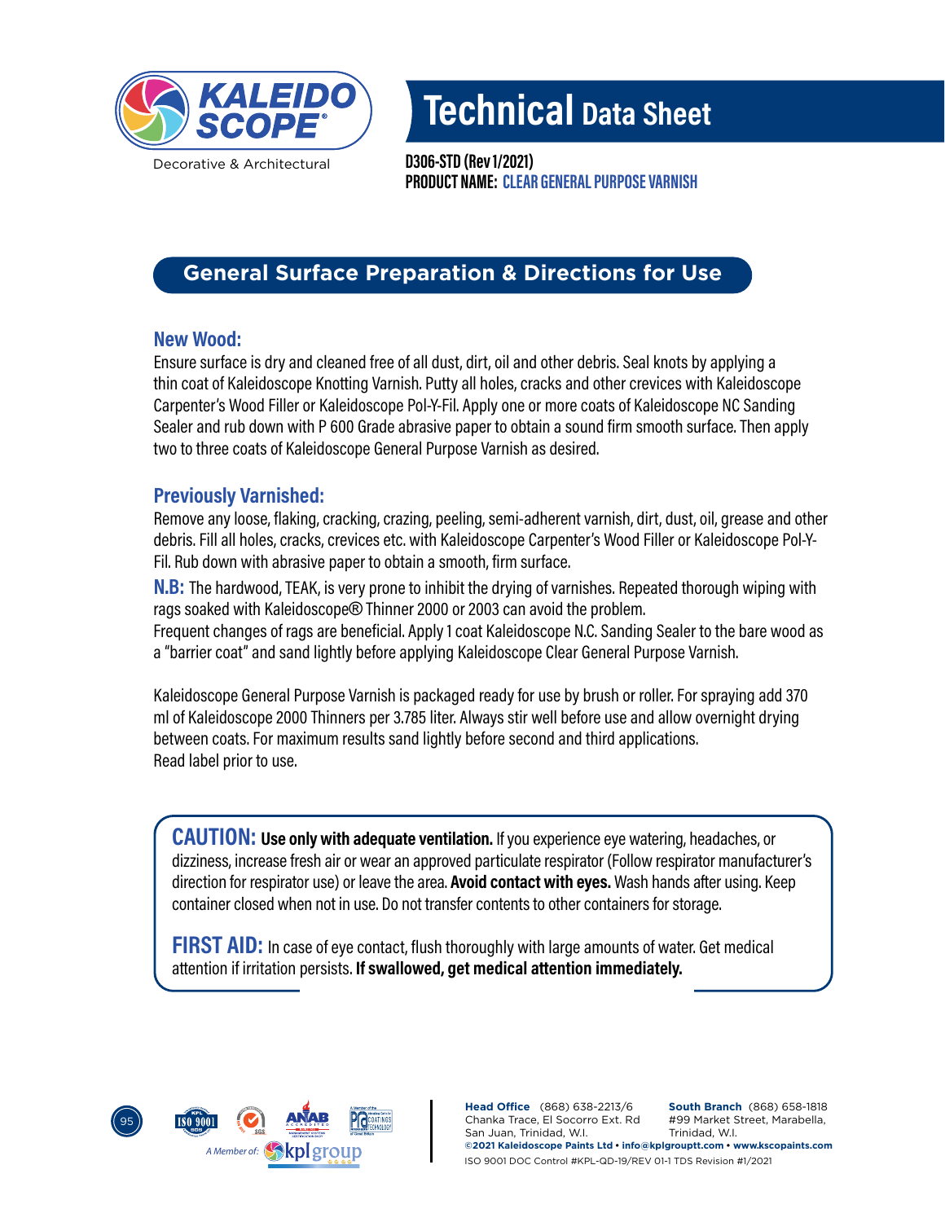# Technical Data Sheet

**D306-STD (Rev 1/2021)**
**PRODUCT NAME: CLEAR GENERAL PURPOSE VARNISH**

## General Surface Preparation & Directions for Use

### New Wood:

Ensure surface is dry and cleaned free of all dust, dirt, oil and other debris. Seal knots by applying a thin coat of Kaleidoscope Knotting Varnish. Putty all holes, cracks and other crevices with Kaleidoscope Carpenter's Wood Filler or Kaleidoscope Pol-Y-Fil. Apply one or more coats of Kaleidoscope NC Sanding Sealer and rub down with P 600 Grade abrasive paper to obtain a sound firm smooth surface. Then apply two to three coats of Kaleidoscope General Purpose Varnish as desired.

### Previously Varnished:

Remove any loose, flaking, cracking, crazing, peeling, semi-adherent varnish, dirt, dust, oil, grease and other debris. Fill all holes, cracks, crevices etc. with Kaleidoscope Carpenter's Wood Filler or Kaleidoscope Pol-Y-Fil. Rub down with abrasive paper to obtain a smooth, firm surface.

**N.B:** The hardwood, TEAK, is very prone to inhibit the drying of varnishes. Repeated thorough wiping with rags soaked with Kaleidoscope® Thinner 2000 or 2003 can avoid the problem.
Frequent changes of rags are beneficial. Apply 1 coat Kaleidoscope N.C. Sanding Sealer to the bare wood as a "barrier coat" and sand lightly before applying Kaleidoscope Clear General Purpose Varnish.

Kaleidoscope General Purpose Varnish is packaged ready for use by brush or roller. For spraying add 370 ml of Kaleidoscope 2000 Thinners per 3.785 liter. Always stir well before use and allow overnight drying between coats. For maximum results sand lightly before second and third applications.
Read label prior to use.

**CAUTION:** **Use only with adequate ventilation.** If you experience eye watering, headaches, or dizziness, increase fresh air or wear an approved particulate respirator (Follow respirator manufacturer's direction for respirator use) or leave the area. **Avoid contact with eyes.** Wash hands after using. Keep container closed when not in use. Do not transfer contents to other containers for storage.

**FIRST AID:** In case of eye contact, flush thoroughly with large amounts of water. Get medical attention if irritation persists. **If swallowed, get medical attention immediately.**

**Head Office** (868) 638-2213/6
Chanka Trace, El Socorro Ext. Rd
San Juan, Trinidad, W.I.

**South Branch** (868) 658-1818
#99 Market Street, Marabella,
Trinidad, W.I.

**©2021 Kaleidoscope Paints Ltd • info@kplgrouptt.com • www.kscopaints.com**
ISO 9001 DOC Control #KPL-QD-19/REV 01-1 TDS Revision #1/2021